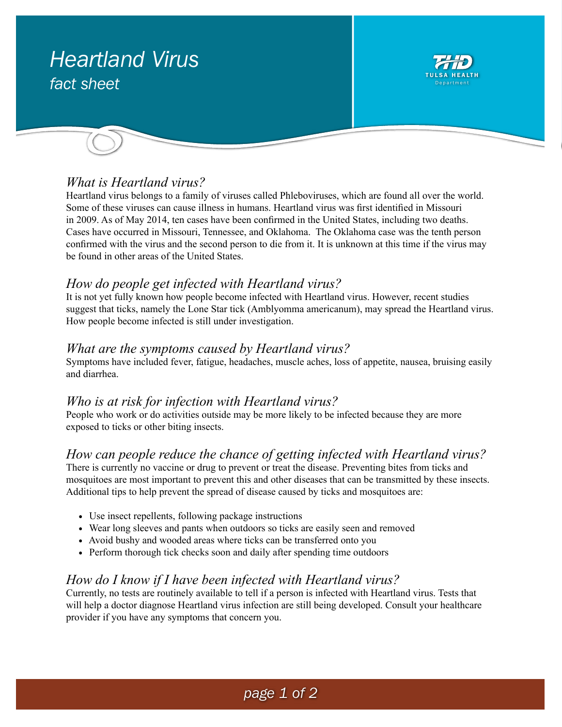# *Heartland Virus*

*fact sheet*

TULSA HEALTH Department

## *What is Heartland virus?*

Heartland virus belongs to a family of viruses called Phleboviruses, which are found all over the world. Some of these viruses can cause illness in humans. Heartland virus was first identified in Missouri in 2009. As of May 2014, ten cases have been confirmed in the United States, including two deaths. Cases have occurred in Missouri, Tennessee, and Oklahoma. The Oklahoma case was the tenth person confirmed with the virus and the second person to die from it. It is unknown at this time if the virus may be found in other areas of the United States.

## *How do people get infected with Heartland virus?*

It is not yet fully known how people become infected with Heartland virus. However, recent studies suggest that ticks, namely the Lone Star tick (Amblyomma americanum), may spread the Heartland virus. How people become infected is still under investigation.

## *What are the symptoms caused by Heartland virus?*

Symptoms have included fever, fatigue, headaches, muscle aches, loss of appetite, nausea, bruising easily and diarrhea.

## *Who is at risk for infection with Heartland virus?*

People who work or do activities outside may be more likely to be infected because they are more exposed to ticks or other biting insects.

## *How can people reduce the chance of getting infected with Heartland virus?*

There is currently no vaccine or drug to prevent or treat the disease. Preventing bites from ticks and mosquitoes are most important to prevent this and other diseases that can be transmitted by these insects. Additional tips to help prevent the spread of disease caused by ticks and mosquitoes are:

- Use insect repellents, following package instructions
- Wear long sleeves and pants when outdoors so ticks are easily seen and removed
- Avoid bushy and wooded areas where ticks can be transferred onto you
- Perform thorough tick checks soon and daily after spending time outdoors

## *How do I know if I have been infected with Heartland virus?*

Currently, no tests are routinely available to tell if a person is infected with Heartland virus. Tests that will help a doctor diagnose Heartland virus infection are still being developed. Consult your healthcare provider if you have any symptoms that concern you.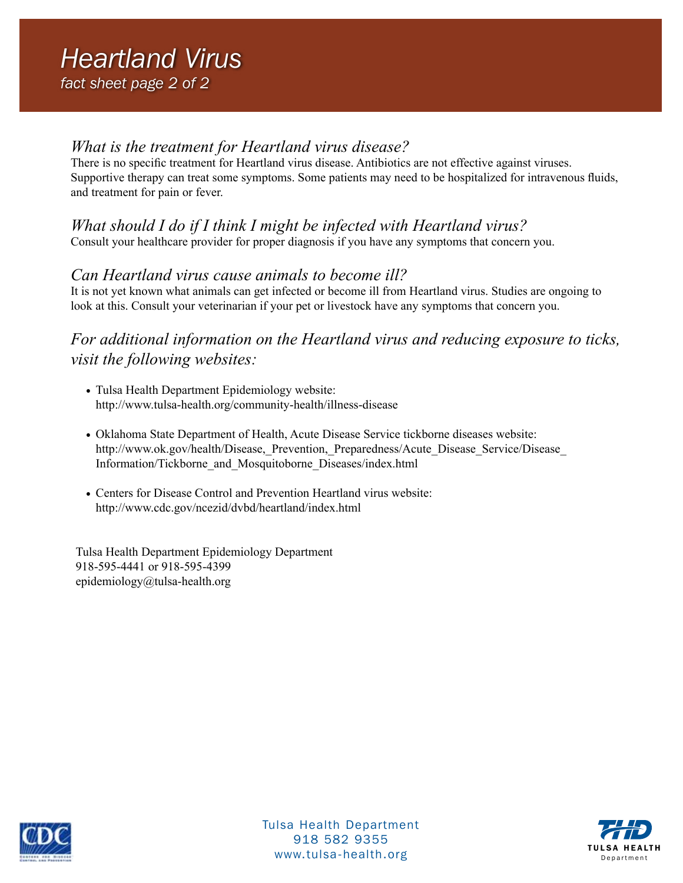# Heartland Virus

*fact sheet page 2 of 2*

### *What is the treatment for Heartland virus disease?*

There is no specific treatment for Heartland virus disease. Antibiotics are not effective against viruses. Supportive therapy can treat some symptoms. Some patients may need to be hospitalized for intravenous fluids, and treatment for pain or fever.

### *What should I do if I think I might be infected with Heartland virus?*

Consult your healthcare provider for proper diagnosis if you have any symptoms that concern you.

### *Can Heartland virus cause animals to become ill?*

It is not yet known what animals can get infected or become ill from Heartland virus. Studies are ongoing to look at this. Consult your veterinarian if your pet or livestock have any symptoms that concern you.

### *For additional information on the Heartland virus and reducing exposure to ticks, visit the following websites:*

- Tulsa Health Department Epidemiology website: http://www.tulsa-health.org/community-health/illness-disease
- Oklahoma State Department of Health, Acute Disease Service tickborne diseases website: http://www.ok.gov/health/Disease,_Prevention,_Preparedness/Acute_Disease_Service/Disease_Information/Tickborne_and_Mosquitoborne_Diseases/index.html
- Centers for Disease Control and Prevention Heartland virus website: http://www.cdc.gov/ncezid/dvbd/heartland/index.html

Tulsa Health Department Epidemiology Department
918-595-4441 or 918-595-4399
epidemiology@tulsa-health.org

Tulsa Health Department
918 582 9355
www.tulsa-health.org